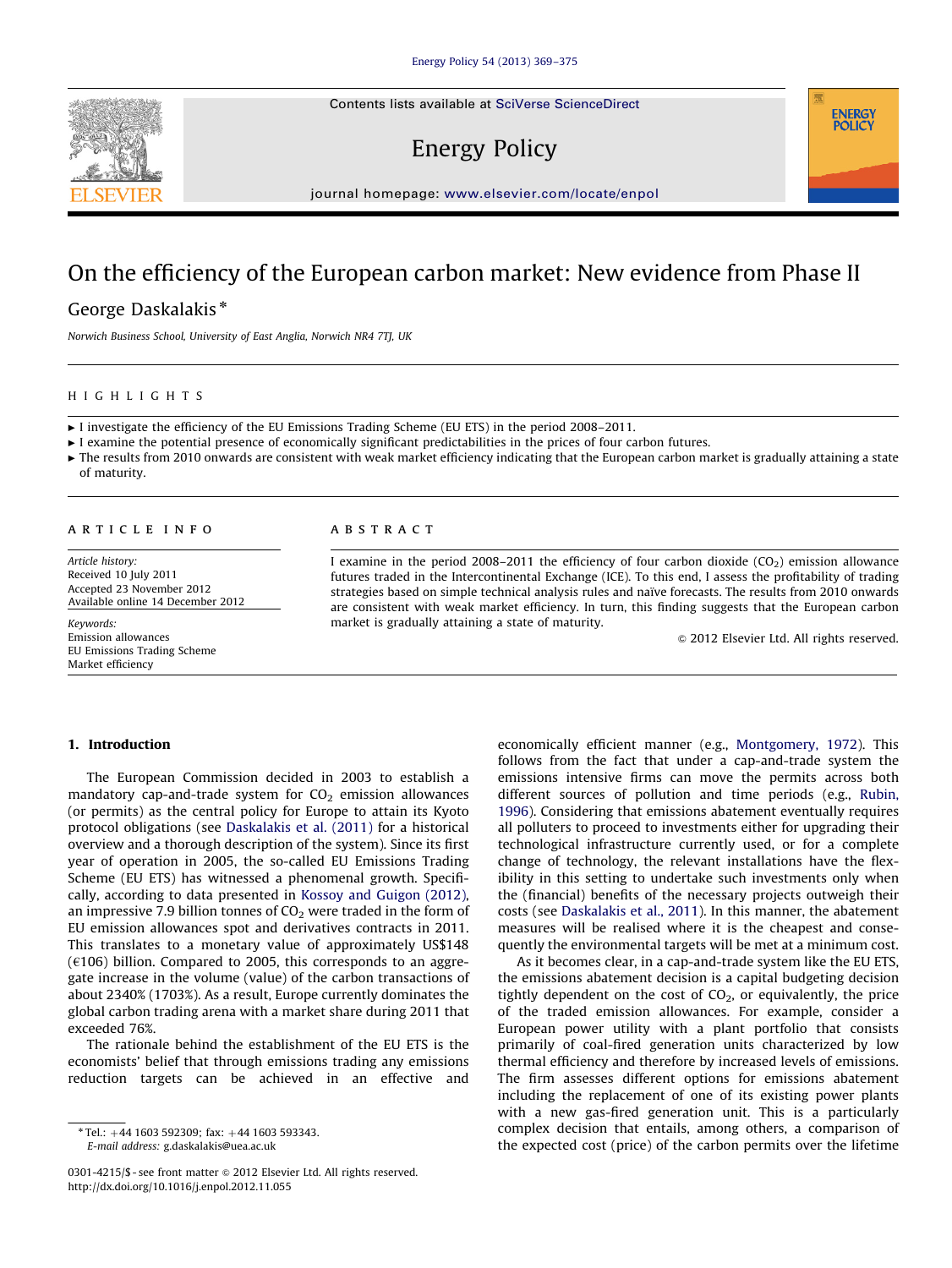# On the efficiency of the European carbon market: New evidence from Phase II

George Daskalakis *

*Norwich Business School, University of East Anglia, Norwich NR4 7TJ, UK*

## HIGHLIGHTS

- I investigate the efficiency of the EU Emissions Trading Scheme (EU ETS) in the period 2008–2011.
- I examine the potential presence of economically significant predictabilities in the prices of four carbon futures.
- The results from 2010 onwards are consistent with weak market efficiency indicating that the European carbon market is gradually attaining a state of maturity.

## ARTICLE INFO

*Article history:*
Received 10 July 2011
Accepted 23 November 2012
Available online 14 December 2012

*Keywords:*
Emission allowances
EU Emissions Trading Scheme
Market efficiency

## ABSTRACT

I examine in the period 2008–2011 the efficiency of four carbon dioxide ($CO_2$) emission allowance futures traded in the Intercontinental Exchange (ICE). To this end, I assess the profitability of trading strategies based on simple technical analysis rules and naïve forecasts. The results from 2010 onwards are consistent with weak market efficiency. In turn, this finding suggests that the European carbon market is gradually attaining a state of maturity.

© 2012 Elsevier Ltd. All rights reserved.

## 1. Introduction

The European Commission decided in 2003 to establish a mandatory cap-and-trade system for $CO_2$ emission allowances (or permits) as the central policy for Europe to attain its Kyoto protocol obligations (see Daskalakis et al. (2011) for a historical overview and a thorough description of the system). Since its first year of operation in 2005, the so-called EU Emissions Trading Scheme (EU ETS) has witnessed a phenomenal growth. Specifically, according to data presented in Kossoy and Guigon (2012), an impressive 7.9 billion tonnes of $CO_2$ were traded in the form of EU emission allowances spot and derivatives contracts in 2011. This translates to a monetary value of approximately US$148 (€106) billion. Compared to 2005, this corresponds to an aggregate increase in the volume (value) of the carbon transactions of about 2340% (1703%). As a result, Europe currently dominates the global carbon trading arena with a market share during 2011 that exceeded 76%.

The rationale behind the establishment of the EU ETS is the economists' belief that through emissions trading any emissions reduction targets can be achieved in an effective and economically efficient manner (e.g., Montgomery, 1972). This follows from the fact that under a cap-and-trade system the emissions intensive firms can move the permits across both different sources of pollution and time periods (e.g., Rubin, 1996). Considering that emissions abatement eventually requires all polluters to proceed to investments either for upgrading their technological infrastructure currently used, or for a complete change of technology, the relevant installations have the flexibility in this setting to undertake such investments only when the (financial) benefits of the necessary projects outweigh their costs (see Daskalakis et al., 2011). In this manner, the abatement measures will be realised where it is the cheapest and consequently the environmental targets will be met at a minimum cost.

As it becomes clear, in a cap-and-trade system like the EU ETS, the emissions abatement decision is a capital budgeting decision tightly dependent on the cost of $CO_2$, or equivalently, the price of the traded emission allowances. For example, consider a European power utility with a plant portfolio that consists primarily of coal-fired generation units characterized by low thermal efficiency and therefore by increased levels of emissions. The firm assesses different options for emissions abatement including the replacement of one of its existing power plants with a new gas-fired generation unit. This is a particularly complex decision that entails, among others, a comparison of the expected cost (price) of the carbon permits over the lifetime

* Tel.: +44 1603 592309; fax: +44 1603 593343.
E-mail address: g.daskalakis@uea.ac.uk

0301-4215/$ - see front matter © 2012 Elsevier Ltd. All rights reserved.
http://dx.doi.org/10.1016/j.enpol.2012.11.055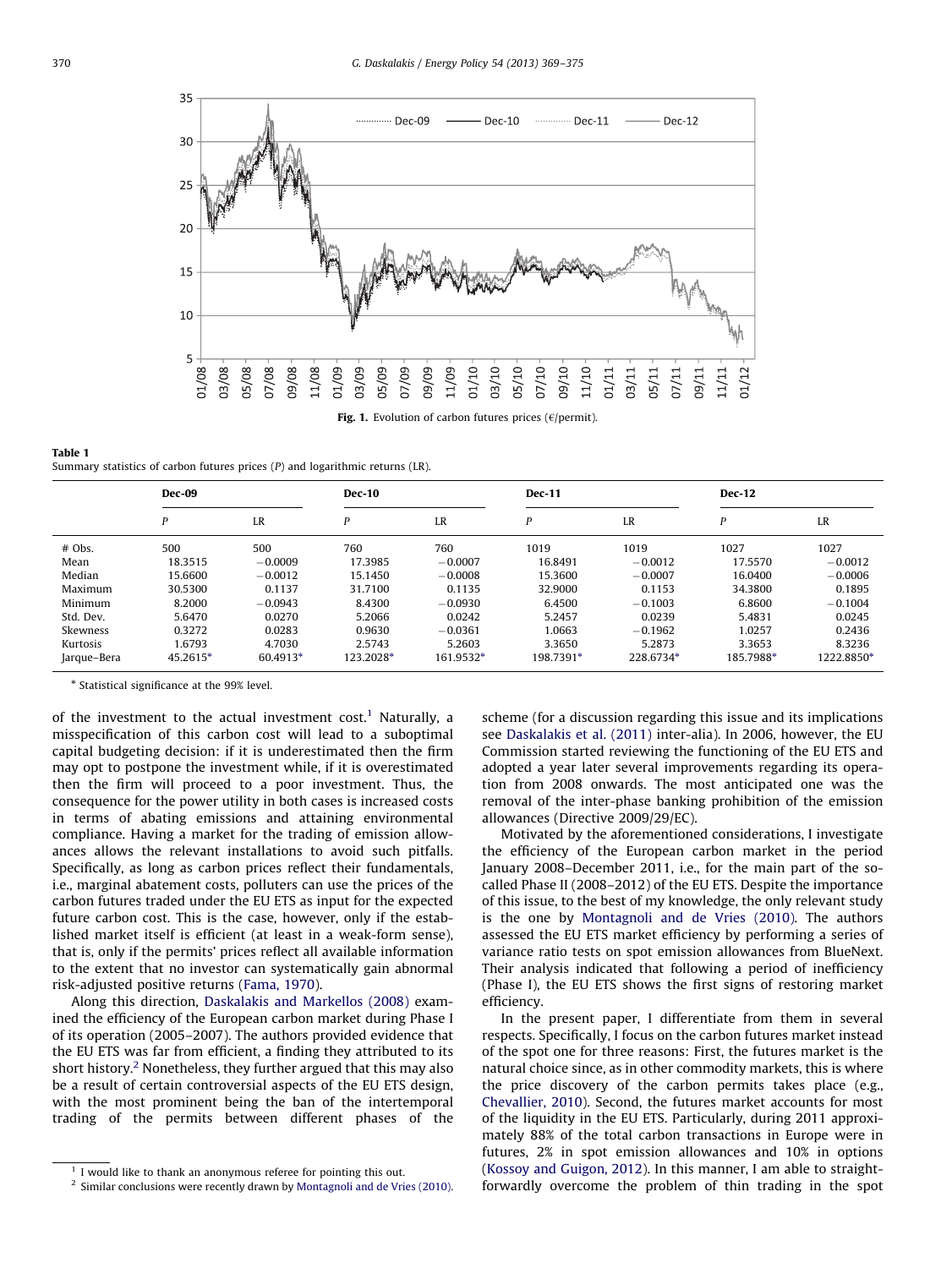Fig. 1. Evolution of carbon futures prices (€/permit).

**Table 1**
Summary statistics of carbon futures prices (*P*) and logarithmic returns (LR).

| | Dec-09 | | Dec-10 | | Dec-11 | | Dec-12 | |
|---|---|---|---|---|---|---|---|---|
| | *P* | LR | *P* | LR | *P* | LR | *P* | LR |
| # Obs. | 500 | 500 | 760 | 760 | 1019 | 1019 | 1027 | 1027 |
| Mean | 18.3515 | −0.0009 | 17.3985 | −0.0007 | 16.8491 | −0.0012 | 17.5570 | −0.0012 |
| Median | 15.6600 | −0.0012 | 15.1450 | −0.0008 | 15.3600 | −0.0007 | 16.0400 | −0.0006 |
| Maximum | 30.5300 | 0.1137 | 31.7100 | 0.1135 | 32.9000 | 0.1153 | 34.3800 | 0.1895 |
| Minimum | 8.2000 | −0.0943 | 8.4300 | −0.0930 | 6.4500 | −0.1003 | 6.8600 | −0.1004 |
| Std. Dev. | 5.6470 | 0.0270 | 5.2066 | 0.0242 | 5.2457 | 0.0239 | 5.4831 | 0.0245 |
| Skewness | 0.3272 | 0.0283 | 0.9630 | −0.0361 | 1.0663 | −0.1962 | 1.0257 | 0.2436 |
| Kurtosis | 1.6793 | 4.7030 | 2.5743 | 5.2603 | 3.3650 | 5.2873 | 3.3653 | 8.3236 |
| Jarque–Bera | 45.2615* | 60.4913* | 123.2028* | 161.9532* | 198.7391* | 228.6734* | 185.7988* | 1222.8850* |

\* Statistical significance at the 99% level.

of the investment to the actual investment cost.[1] Naturally, a misspecification of this carbon cost will lead to a suboptimal capital budgeting decision: if it is underestimated then the firm may opt to postpone the investment while, if it is overestimated then the firm will proceed to a poor investment. Thus, the consequence for the power utility in both cases is increased costs in terms of abating emissions and attaining environmental compliance. Having a market for the trading of emission allowances allows the relevant installations to avoid such pitfalls. Specifically, as long as carbon prices reflect their fundamentals, i.e., marginal abatement costs, polluters can use the prices of the carbon futures traded under the EU ETS as input for the expected future carbon cost. This is the case, however, only if the established market itself is efficient (at least in a weak-form sense), that is, only if the permits' prices reflect all available information to the extent that no investor can systematically gain abnormal risk-adjusted positive returns (Fama, 1970).

Along this direction, Daskalakis and Markellos (2008) examined the efficiency of the European carbon market during Phase I of its operation (2005–2007). The authors provided evidence that the EU ETS was far from efficient, a finding they attributed to its short history.[2] Nonetheless, they further argued that this may also be a result of certain controversial aspects of the EU ETS design, with the most prominent being the ban of the intertemporal trading of the permits between different phases of the scheme (for a discussion regarding this issue and its implications see Daskalakis et al. (2011) inter-alia). In 2006, however, the EU Commission started reviewing the functioning of the EU ETS and adopted a year later several improvements regarding its operation from 2008 onwards. The most anticipated one was the removal of the inter-phase banking prohibition of the emission allowances (Directive 2009/29/EC).

Motivated by the aforementioned considerations, I investigate the efficiency of the European carbon market in the period January 2008–December 2011, i.e., for the main part of the so-called Phase II (2008–2012) of the EU ETS. Despite the importance of this issue, to the best of my knowledge, the only relevant study is the one by Montagnoli and de Vries (2010). The authors assessed the EU ETS market efficiency by performing a series of variance ratio tests on spot emission allowances from BlueNext. Their analysis indicated that following a period of inefficiency (Phase I), the EU ETS shows the first signs of restoring market efficiency.

In the present paper, I differentiate from them in several respects. Specifically, I focus on the carbon futures market instead of the spot one for three reasons: First, the futures market is the natural choice since, as in other commodity markets, this is where the price discovery of the carbon permits takes place (e.g., Chevallier, 2010). Second, the futures market accounts for most of the liquidity in the EU ETS. Particularly, during 2011 approximately 88% of the total carbon transactions in Europe were in futures, 2% in spot emission allowances and 10% in options (Kossoy and Guigon, 2012). In this manner, I am able to straightforwardly overcome the problem of thin trading in the spot

[1] I would like to thank an anonymous referee for pointing this out.

[2] Similar conclusions were recently drawn by Montagnoli and de Vries (2010).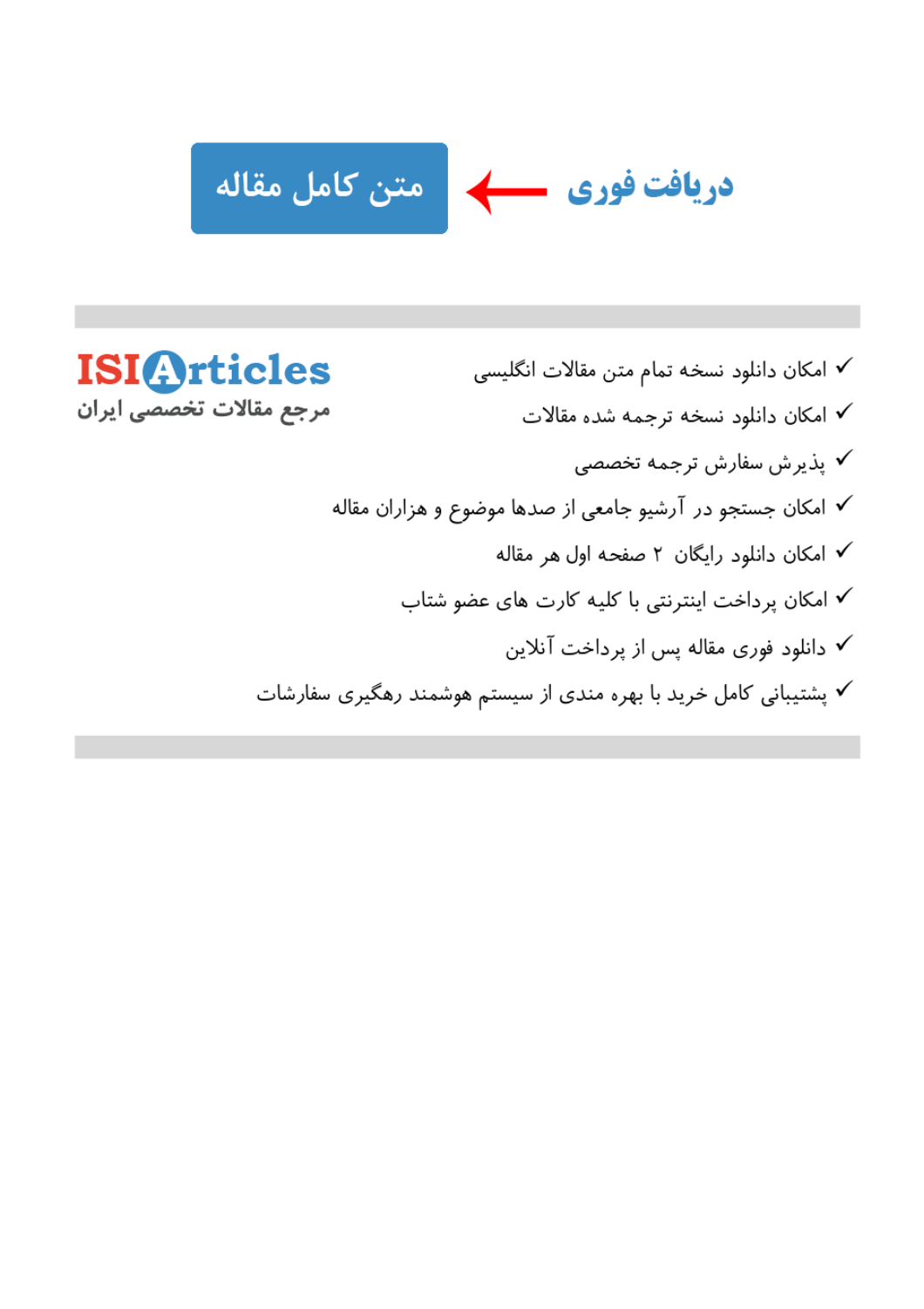دریافت فوری ← **متن کامل مقاله**

**ISIArticles**
مرجع مقالات تخصصی ایران

- ✓ امکان دانلود نسخه تمام متن مقالات انگلیسی
- ✓ امکان دانلود نسخه ترجمه شده مقالات
- ✓ پذیرش سفارش ترجمه تخصصی
- ✓ امکان جستجو در آرشیو جامعی از صدها موضوع و هزاران مقاله
- ✓ امکان دانلود رایگان ۲ صفحه اول هر مقاله
- ✓ امکان پرداخت اینترنتی با کلیه کارت های عضو شتاب
- ✓ دانلود فوری مقاله پس از پرداخت آنلاین
- ✓ پشتیبانی کامل خرید با بهره مندی از سیستم هوشمند رهگیری سفارشات